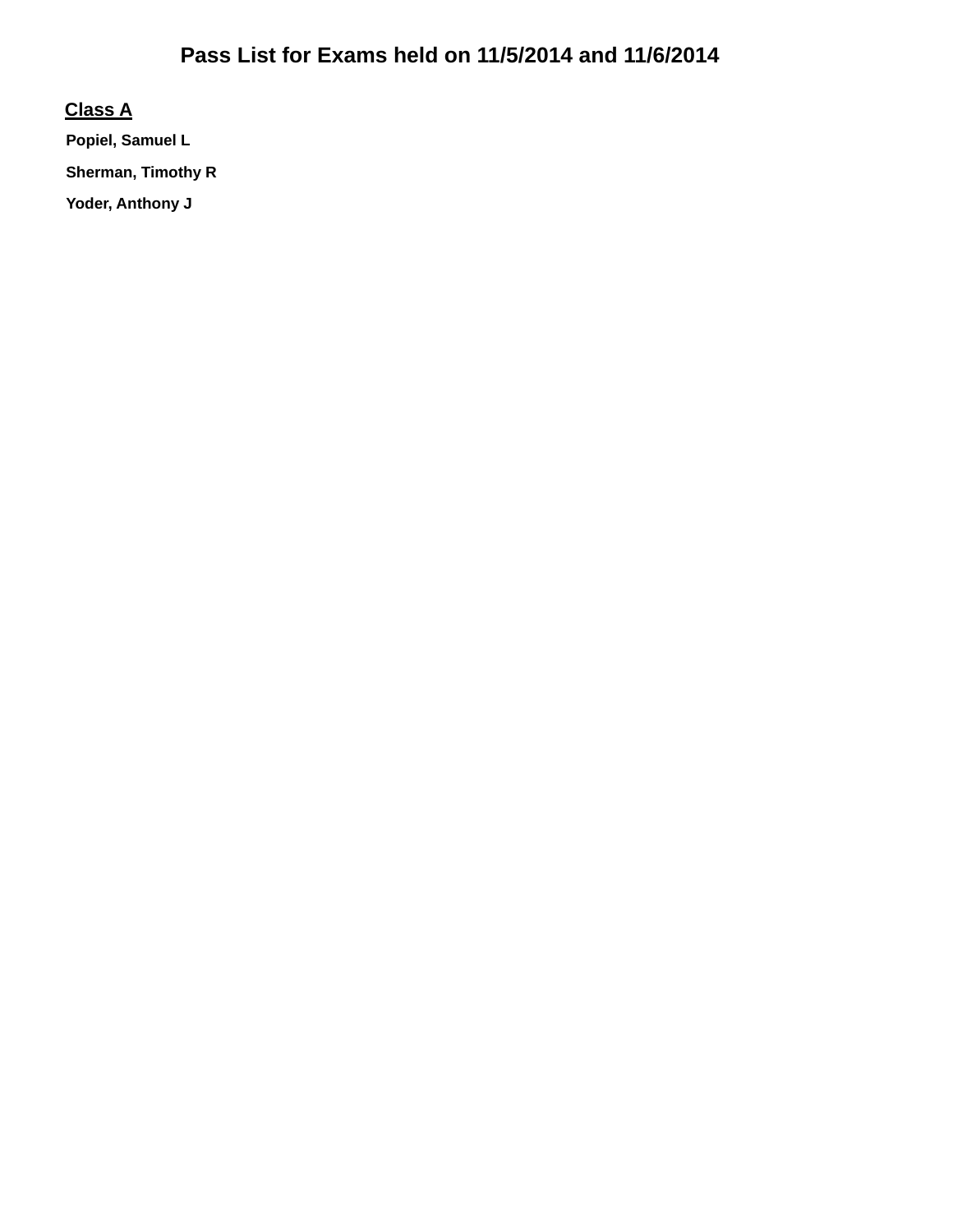# Pass List for Exams held on 11/5/2014 and 11/6/2014

## Class A

**Popiel, Samuel L**

**Sherman, Timothy R**

**Yoder, Anthony J**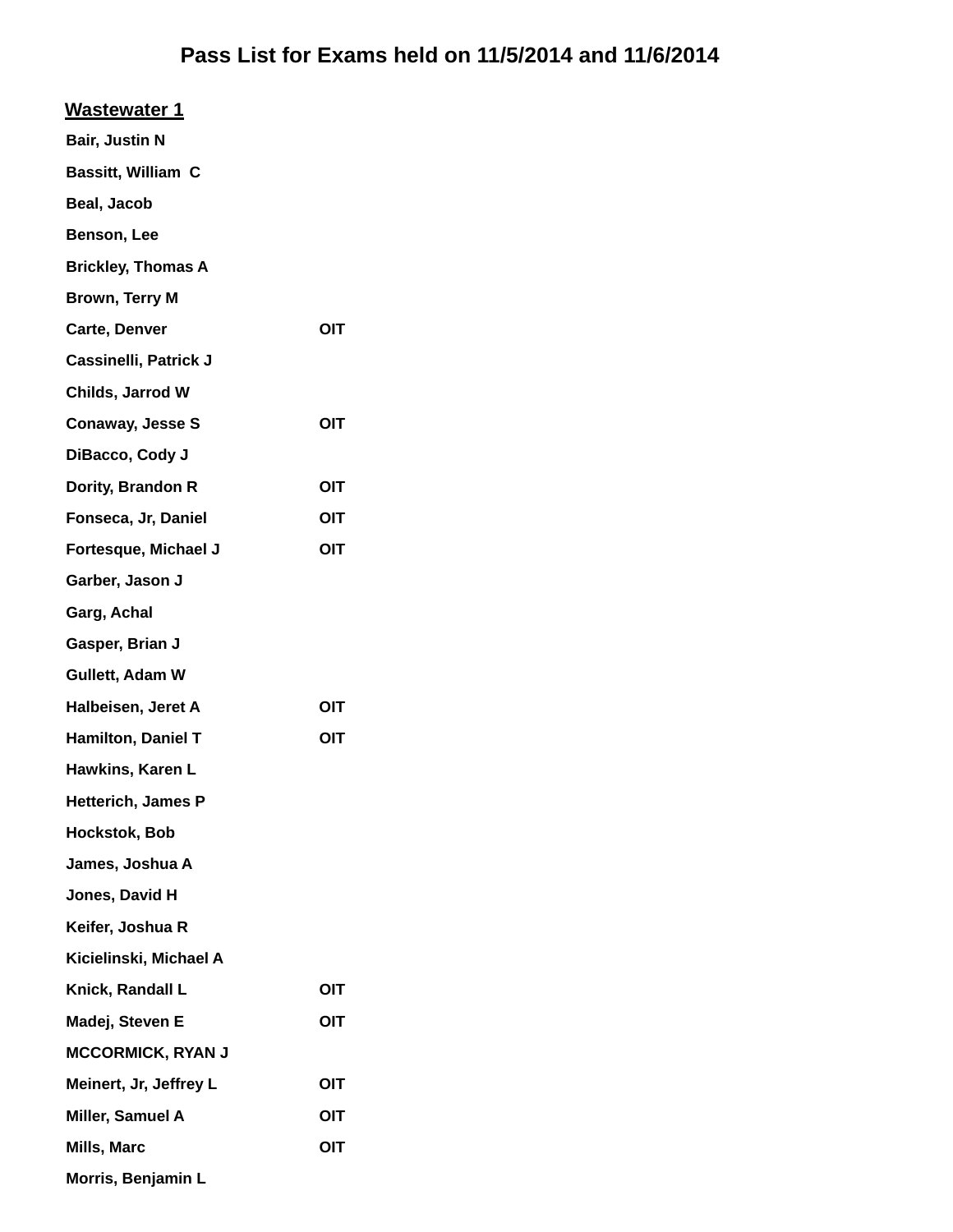# Pass List for Exams held on 11/5/2014 and 11/6/2014

## Wastewater 1

| Name | |
|---|---|
| Bair, Justin N | |
| Bassitt, William C | |
| Beal, Jacob | |
| Benson, Lee | |
| Brickley, Thomas A | |
| Brown, Terry M | |
| Carte, Denver | OIT |
| Cassinelli, Patrick J | |
| Childs, Jarrod W | |
| Conaway, Jesse S | OIT |
| DiBacco, Cody J | |
| Dority, Brandon R | OIT |
| Fonseca, Jr, Daniel | OIT |
| Fortesque, Michael J | OIT |
| Garber, Jason J | |
| Garg, Achal | |
| Gasper, Brian J | |
| Gullett, Adam W | |
| Halbeisen, Jeret A | OIT |
| Hamilton, Daniel T | OIT |
| Hawkins, Karen L | |
| Hetterich, James P | |
| Hockstok, Bob | |
| James, Joshua A | |
| Jones, David H | |
| Keifer, Joshua R | |
| Kicielinski, Michael A | |
| Knick, Randall L | OIT |
| Madej, Steven E | OIT |
| MCCORMICK, RYAN J | |
| Meinert, Jr, Jeffrey L | OIT |
| Miller, Samuel A | OIT |
| Mills, Marc | OIT |
| Morris, Benjamin L | |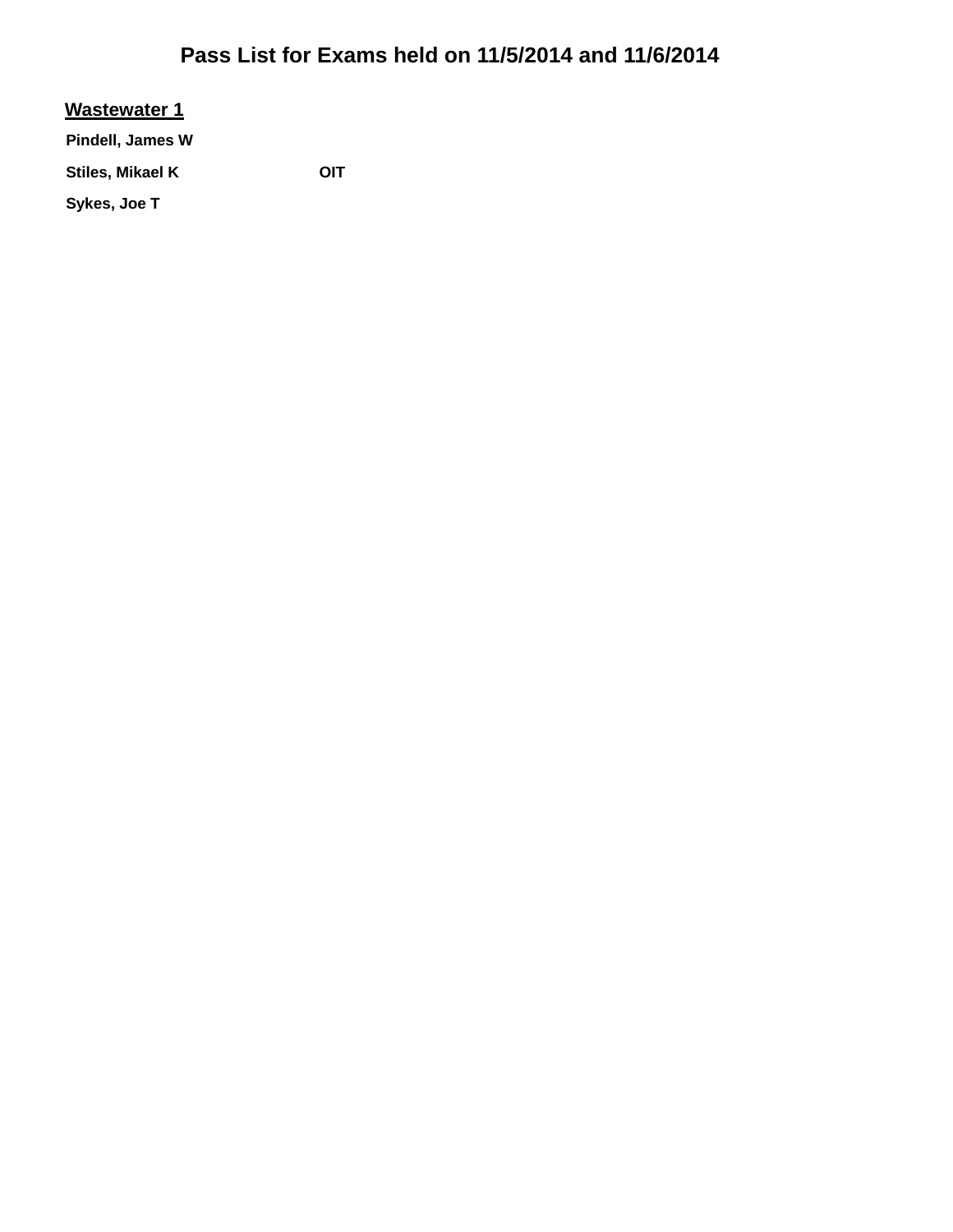# Pass List for Exams held on 11/5/2014 and 11/6/2014

## Wastewater 1

| | |
|---|---|
| **Pindell, James W** | |
| **Stiles, Mikael K** | **OIT** |
| **Sykes, Joe T** | |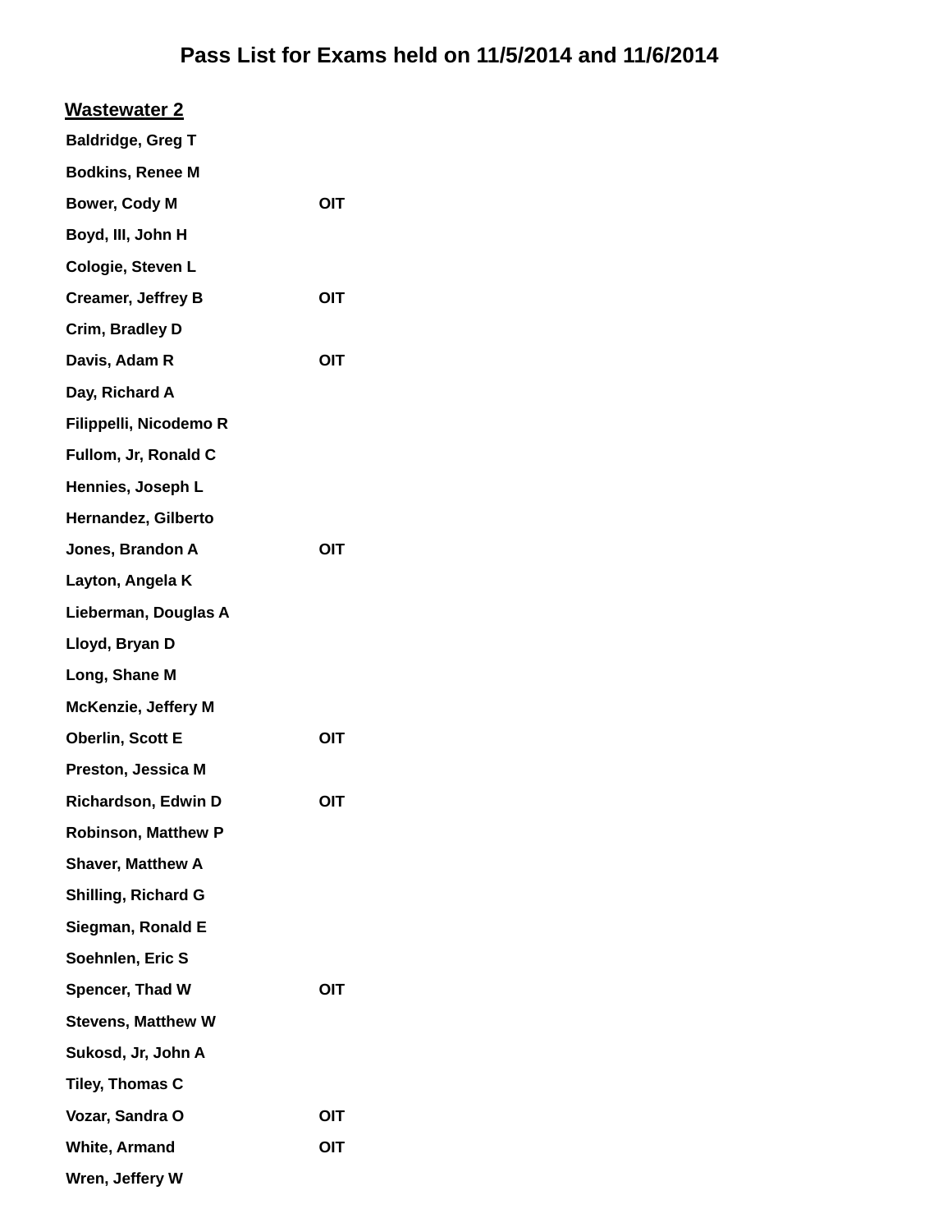# Pass List for Exams held on 11/5/2014 and 11/6/2014

## Wastewater 2

| Name | |
|---|---|
| Baldridge, Greg T | |
| Bodkins, Renee M | |
| Bower, Cody M | OIT |
| Boyd, III, John H | |
| Cologie, Steven L | |
| Creamer, Jeffrey B | OIT |
| Crim, Bradley D | |
| Davis, Adam R | OIT |
| Day, Richard A | |
| Filippelli, Nicodemo R | |
| Fullom, Jr, Ronald C | |
| Hennies, Joseph L | |
| Hernandez, Gilberto | |
| Jones, Brandon A | OIT |
| Layton, Angela K | |
| Lieberman, Douglas A | |
| Lloyd, Bryan D | |
| Long, Shane M | |
| McKenzie, Jeffery M | |
| Oberlin, Scott E | OIT |
| Preston, Jessica M | |
| Richardson, Edwin D | OIT |
| Robinson, Matthew P | |
| Shaver, Matthew A | |
| Shilling, Richard G | |
| Siegman, Ronald E | |
| Soehnlen, Eric S | |
| Spencer, Thad W | OIT |
| Stevens, Matthew W | |
| Sukosd, Jr, John A | |
| Tiley, Thomas C | |
| Vozar, Sandra O | OIT |
| White, Armand | OIT |
| Wren, Jeffery W | |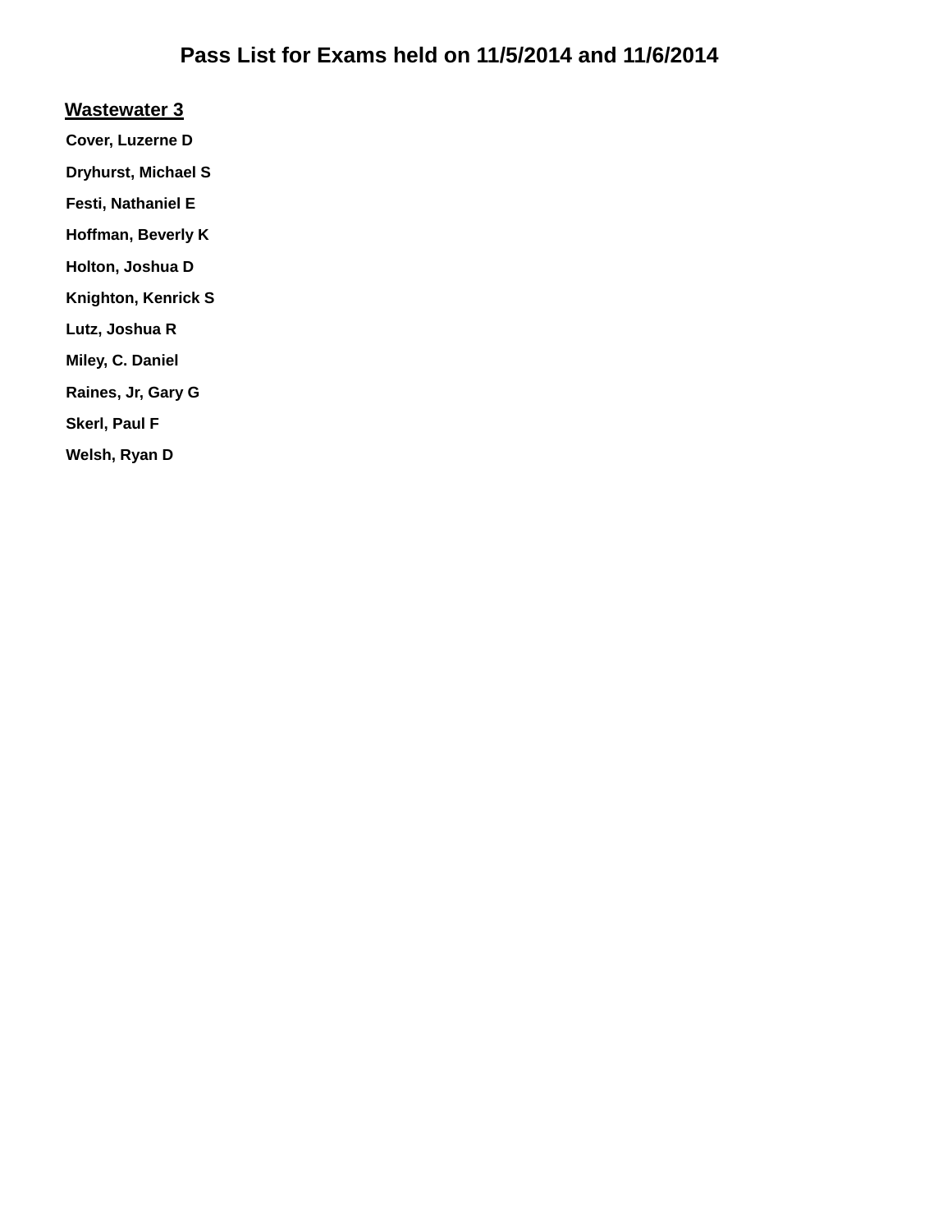# Pass List for Exams held on 11/5/2014 and 11/6/2014

## Wastewater 3

**Cover, Luzerne D**

**Dryhurst, Michael S**

**Festi, Nathaniel E**

**Hoffman, Beverly K**

**Holton, Joshua D**

**Knighton, Kenrick S**

**Lutz, Joshua R**

**Miley, C. Daniel**

**Raines, Jr, Gary G**

**Skerl, Paul F**

**Welsh, Ryan D**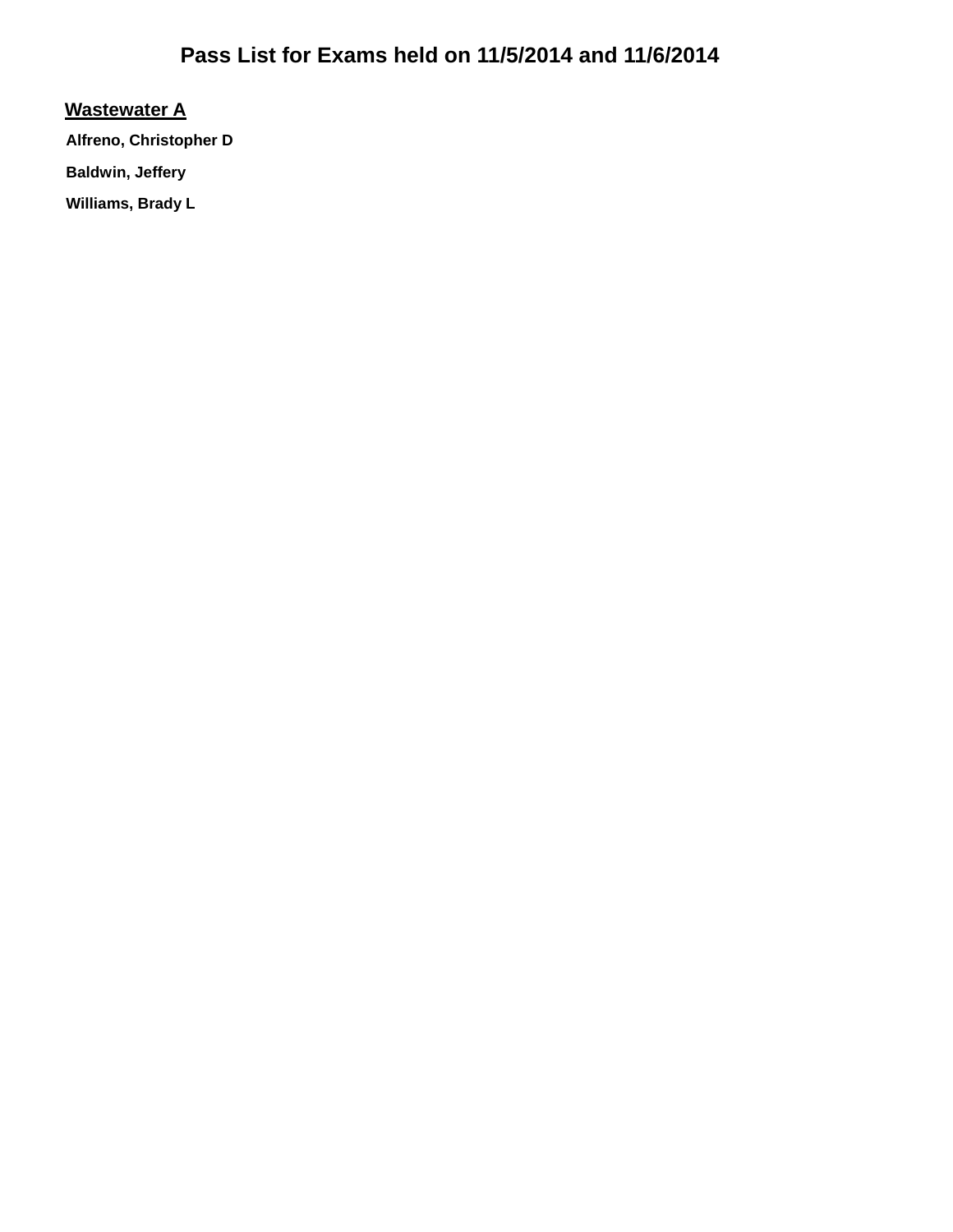# Pass List for Exams held on 11/5/2014 and 11/6/2014

## Wastewater A

**Alfreno, Christopher D**

**Baldwin, Jeffery**

**Williams, Brady L**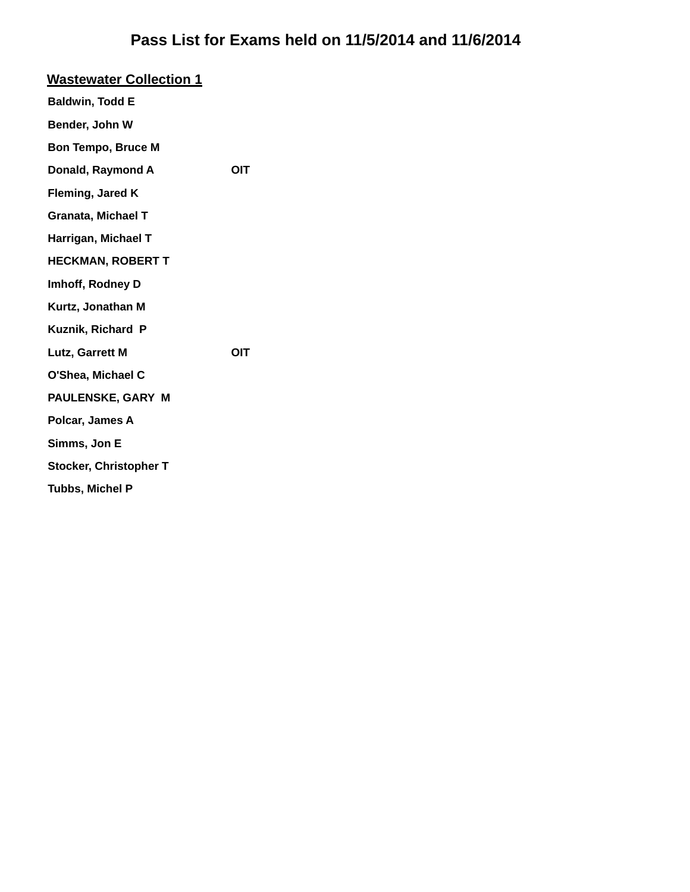# Pass List for Exams held on 11/5/2014 and 11/6/2014

## Wastewater Collection 1

| Name | |
|---|---|
| Baldwin, Todd E | |
| Bender, John W | |
| Bon Tempo, Bruce M | |
| Donald, Raymond A | OIT |
| Fleming, Jared K | |
| Granata, Michael T | |
| Harrigan, Michael T | |
| HECKMAN, ROBERT T | |
| Imhoff, Rodney D | |
| Kurtz, Jonathan M | |
| Kuznik, Richard P | |
| Lutz, Garrett M | OIT |
| O'Shea, Michael C | |
| PAULENSKE, GARY M | |
| Polcar, James A | |
| Simms, Jon E | |
| Stocker, Christopher T | |
| Tubbs, Michel P | |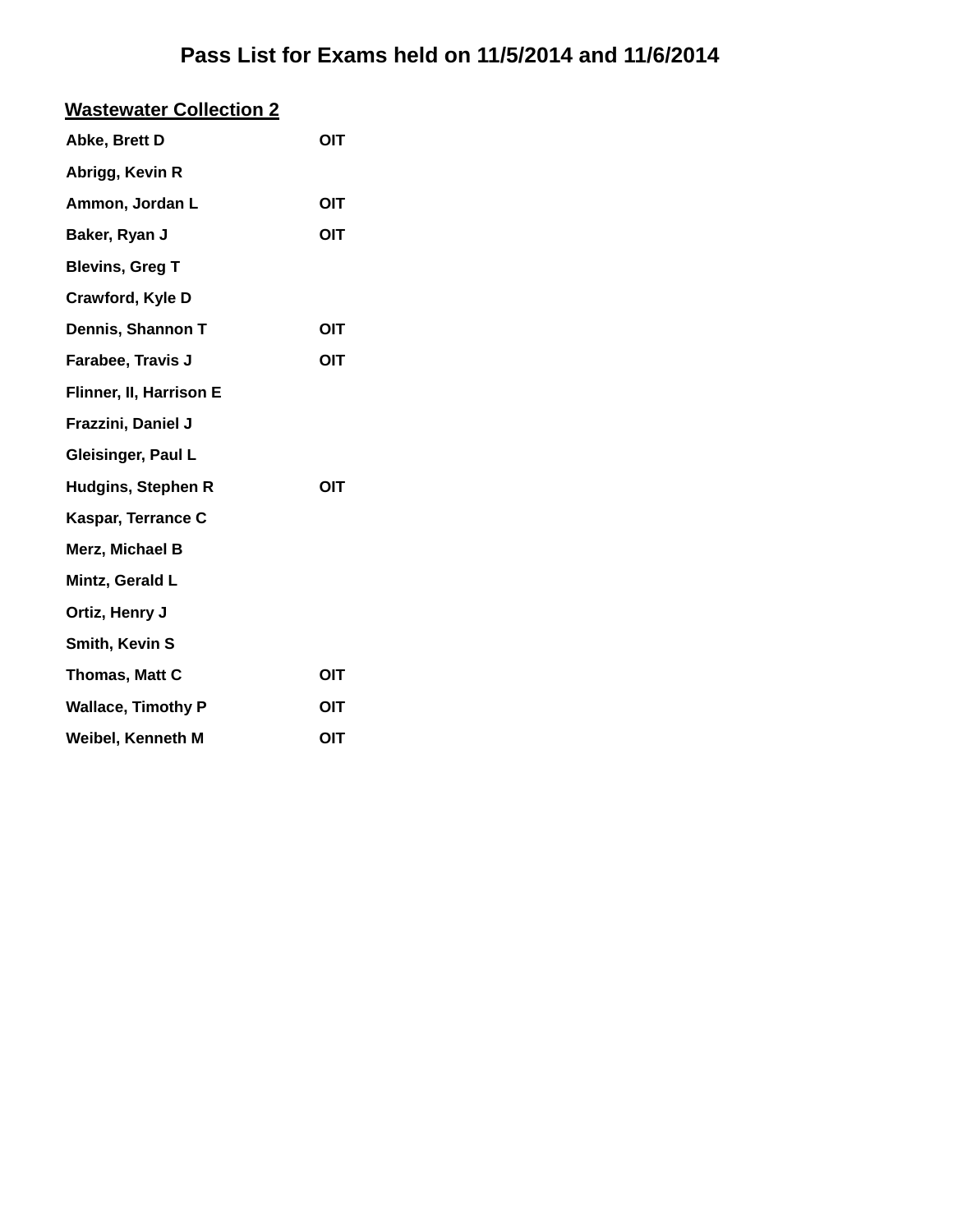# Pass List for Exams held on 11/5/2014 and 11/6/2014

## Wastewater Collection 2

| Name | |
|---|---|
| Abke, Brett D | OIT |
| Abrigg, Kevin R | |
| Ammon, Jordan L | OIT |
| Baker, Ryan J | OIT |
| Blevins, Greg T | |
| Crawford, Kyle D | |
| Dennis, Shannon T | OIT |
| Farabee, Travis J | OIT |
| Flinner, II, Harrison E | |
| Frazzini, Daniel J | |
| Gleisinger, Paul L | |
| Hudgins, Stephen R | OIT |
| Kaspar, Terrance C | |
| Merz, Michael B | |
| Mintz, Gerald L | |
| Ortiz, Henry J | |
| Smith, Kevin S | |
| Thomas, Matt C | OIT |
| Wallace, Timothy P | OIT |
| Weibel, Kenneth M | OIT |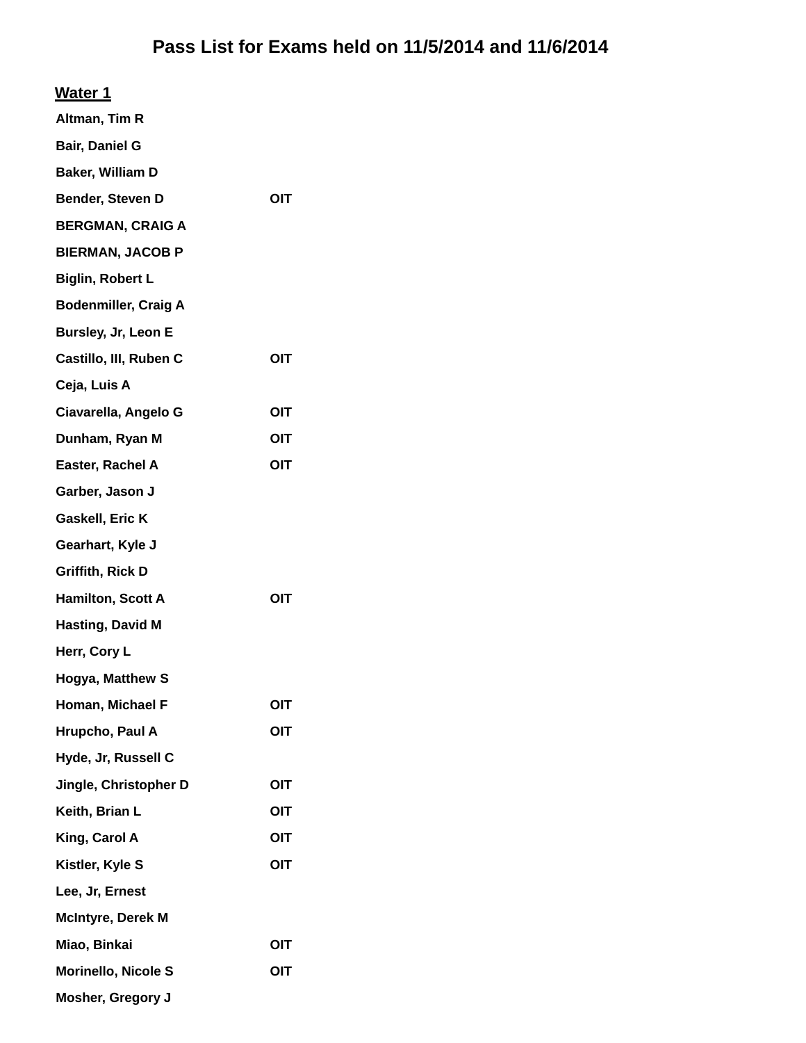# Pass List for Exams held on 11/5/2014 and 11/6/2014

## Water 1

| Name | |
|---|---|
| Altman, Tim R | |
| Bair, Daniel G | |
| Baker, William D | |
| Bender, Steven D | OIT |
| BERGMAN, CRAIG A | |
| BIERMAN, JACOB P | |
| Biglin, Robert L | |
| Bodenmiller, Craig A | |
| Bursley, Jr, Leon E | |
| Castillo, III, Ruben C | OIT |
| Ceja, Luis A | |
| Ciavarella, Angelo G | OIT |
| Dunham, Ryan M | OIT |
| Easter, Rachel A | OIT |
| Garber, Jason J | |
| Gaskell, Eric K | |
| Gearhart, Kyle J | |
| Griffith, Rick D | |
| Hamilton, Scott A | OIT |
| Hasting, David M | |
| Herr, Cory L | |
| Hogya, Matthew S | |
| Homan, Michael F | OIT |
| Hrupcho, Paul A | OIT |
| Hyde, Jr, Russell C | |
| Jingle, Christopher D | OIT |
| Keith, Brian L | OIT |
| King, Carol A | OIT |
| Kistler, Kyle S | OIT |
| Lee, Jr, Ernest | |
| McIntyre, Derek M | |
| Miao, Binkai | OIT |
| Morinello, Nicole S | OIT |
| Mosher, Gregory J | |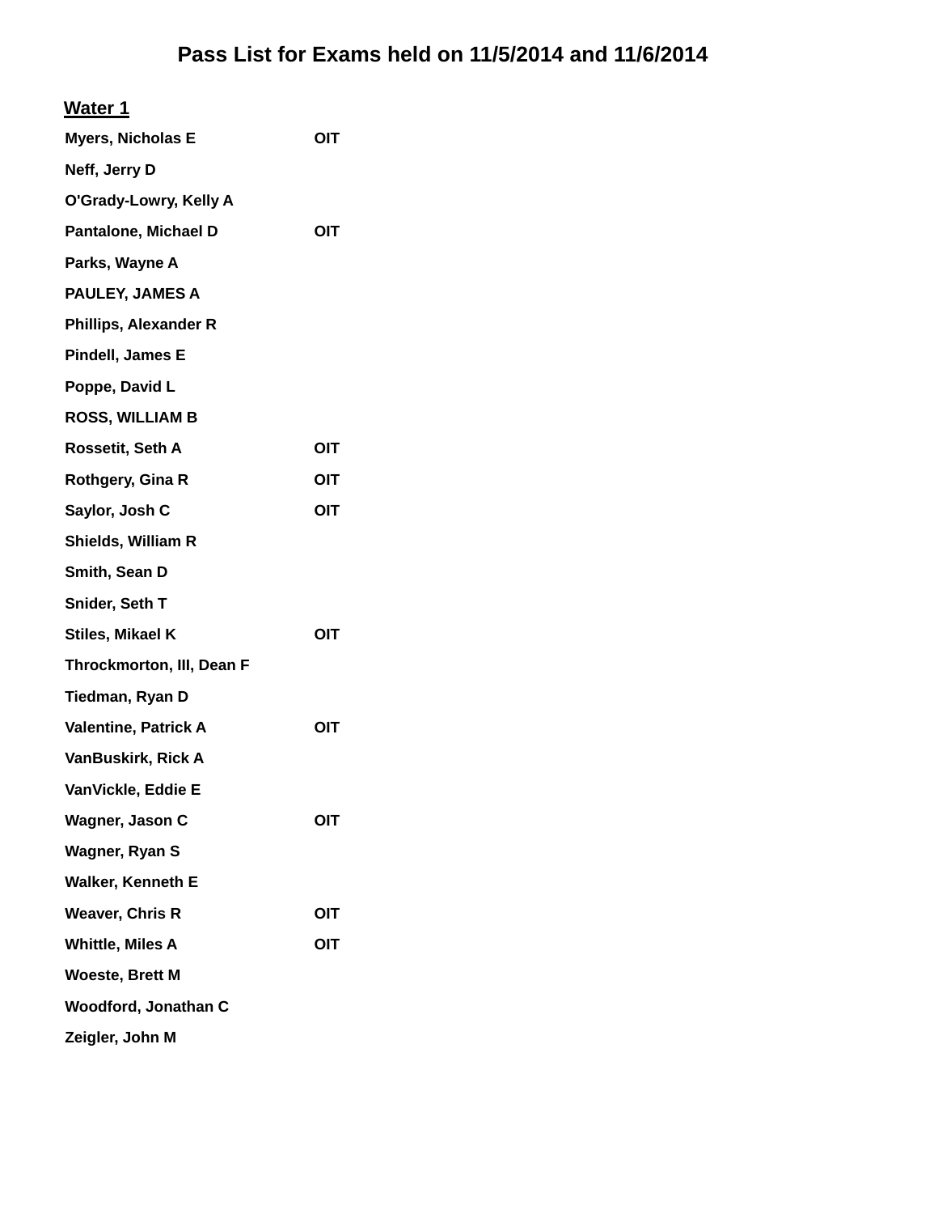# Pass List for Exams held on 11/5/2014 and 11/6/2014

## Water 1

| | |
|---|---|
| **Myers, Nicholas E** | **OIT** |
| **Neff, Jerry D** | |
| **O'Grady-Lowry, Kelly A** | |
| **Pantalone, Michael D** | **OIT** |
| **Parks, Wayne A** | |
| **PAULEY, JAMES A** | |
| **Phillips, Alexander R** | |
| **Pindell, James E** | |
| **Poppe, David L** | |
| **ROSS, WILLIAM B** | |
| **Rossetit, Seth A** | **OIT** |
| **Rothgery, Gina R** | **OIT** |
| **Saylor, Josh C** | **OIT** |
| **Shields, William R** | |
| **Smith, Sean D** | |
| **Snider, Seth T** | |
| **Stiles, Mikael K** | **OIT** |
| **Throckmorton, III, Dean F** | |
| **Tiedman, Ryan D** | |
| **Valentine, Patrick A** | **OIT** |
| **VanBuskirk, Rick A** | |
| **VanVickle, Eddie E** | |
| **Wagner, Jason C** | **OIT** |
| **Wagner, Ryan S** | |
| **Walker, Kenneth E** | |
| **Weaver, Chris R** | **OIT** |
| **Whittle, Miles A** | **OIT** |
| **Woeste, Brett M** | |
| **Woodford, Jonathan C** | |
| **Zeigler, John M** | |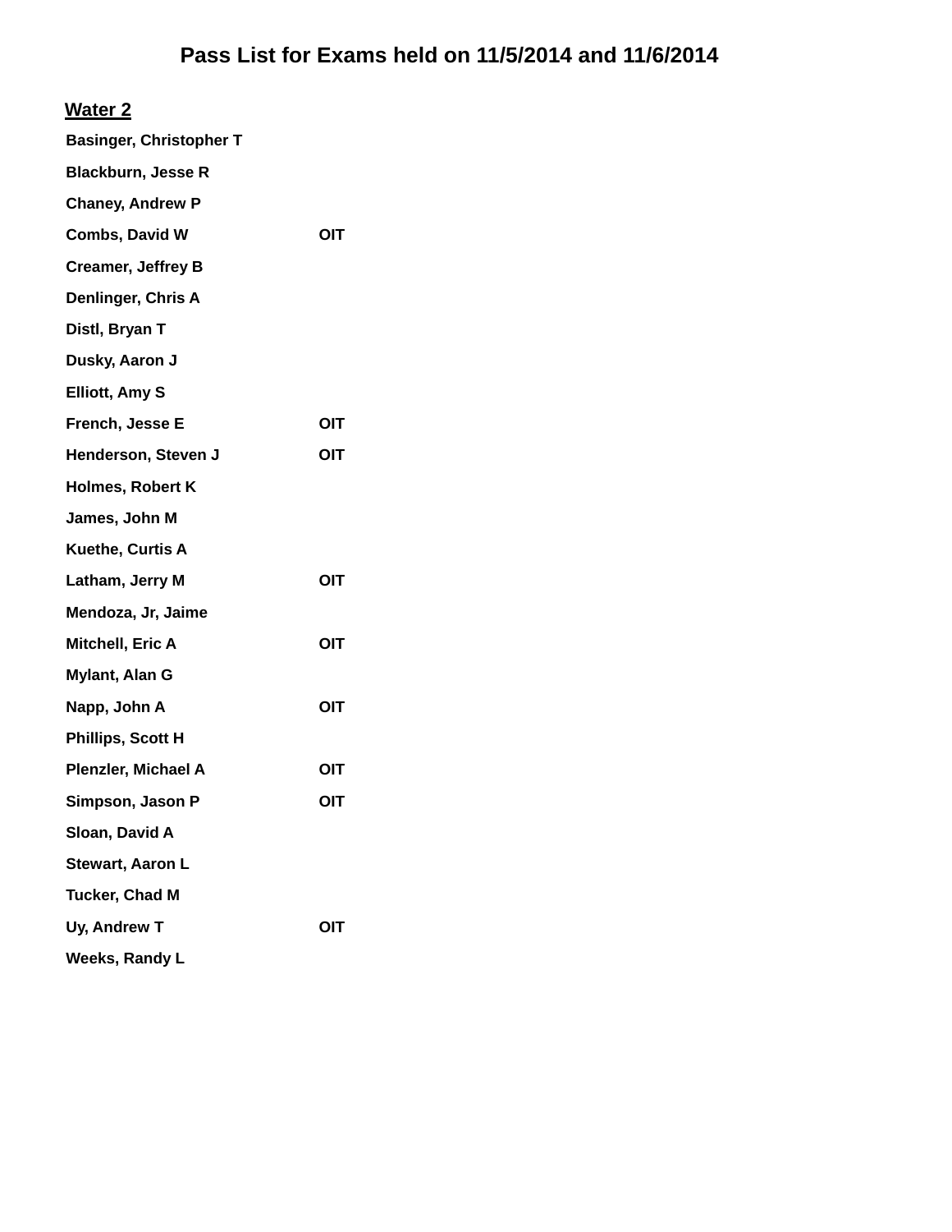# Pass List for Exams held on 11/5/2014 and 11/6/2014

## Water 2

| Name | |
|---|---|
| Basinger, Christopher T | |
| Blackburn, Jesse R | |
| Chaney, Andrew P | |
| Combs, David W | OIT |
| Creamer, Jeffrey B | |
| Denlinger, Chris A | |
| Distl, Bryan T | |
| Dusky, Aaron J | |
| Elliott, Amy S | |
| French, Jesse E | OIT |
| Henderson, Steven J | OIT |
| Holmes, Robert K | |
| James, John M | |
| Kuethe, Curtis A | |
| Latham, Jerry M | OIT |
| Mendoza, Jr, Jaime | |
| Mitchell, Eric A | OIT |
| Mylant, Alan G | |
| Napp, John A | OIT |
| Phillips, Scott H | |
| Plenzler, Michael A | OIT |
| Simpson, Jason P | OIT |
| Sloan, David A | |
| Stewart, Aaron L | |
| Tucker, Chad M | |
| Uy, Andrew T | OIT |
| Weeks, Randy L | |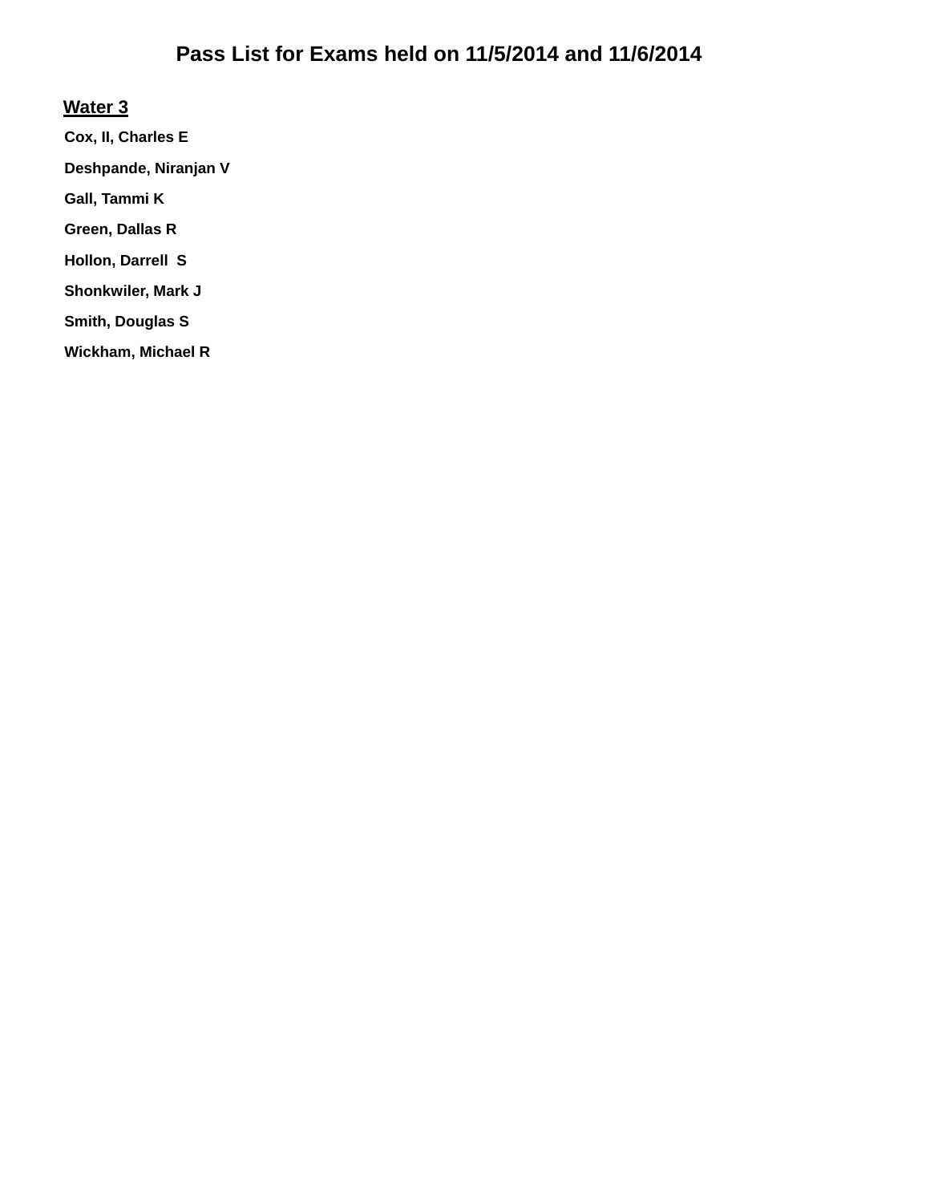# Pass List for Exams held on 11/5/2014 and 11/6/2014

## Water 3

**Cox, II, Charles E**

**Deshpande, Niranjan V**

**Gall, Tammi K**

**Green, Dallas R**

**Hollon, Darrell S**

**Shonkwiler, Mark J**

**Smith, Douglas S**

**Wickham, Michael R**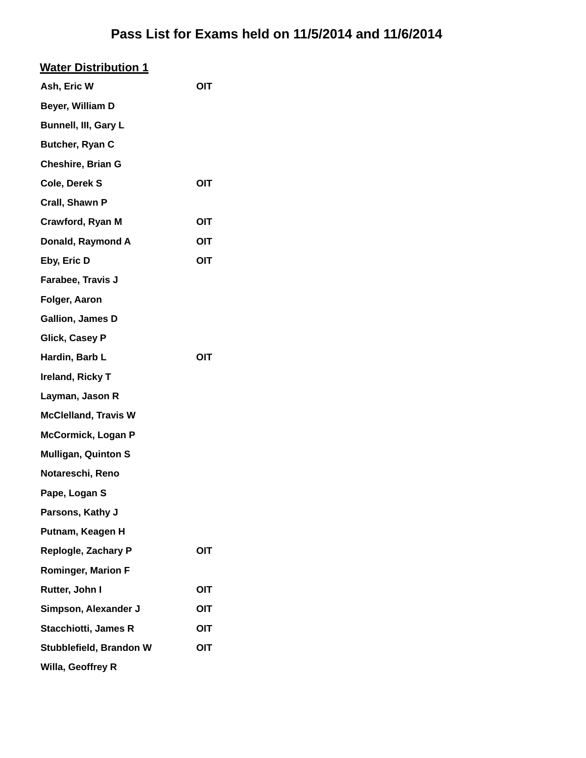# Pass List for Exams held on 11/5/2014 and 11/6/2014

## Water Distribution 1

| | |
|---|---|
| Ash, Eric W | OIT |
| Beyer, William D | |
| Bunnell, III, Gary L | |
| Butcher, Ryan C | |
| Cheshire, Brian G | |
| Cole, Derek S | OIT |
| Crall, Shawn P | |
| Crawford, Ryan M | OIT |
| Donald, Raymond A | OIT |
| Eby, Eric D | OIT |
| Farabee, Travis J | |
| Folger, Aaron | |
| Gallion, James D | |
| Glick, Casey P | |
| Hardin, Barb L | OIT |
| Ireland, Ricky T | |
| Layman, Jason R | |
| McClelland, Travis W | |
| McCormick, Logan P | |
| Mulligan, Quinton S | |
| Notareschi, Reno | |
| Pape, Logan S | |
| Parsons, Kathy J | |
| Putnam, Keagen H | |
| Replogle, Zachary P | OIT |
| Rominger, Marion F | |
| Rutter, John I | OIT |
| Simpson, Alexander J | OIT |
| Stacchiotti, James R | OIT |
| Stubblefield, Brandon W | OIT |
| Willa, Geoffrey R | |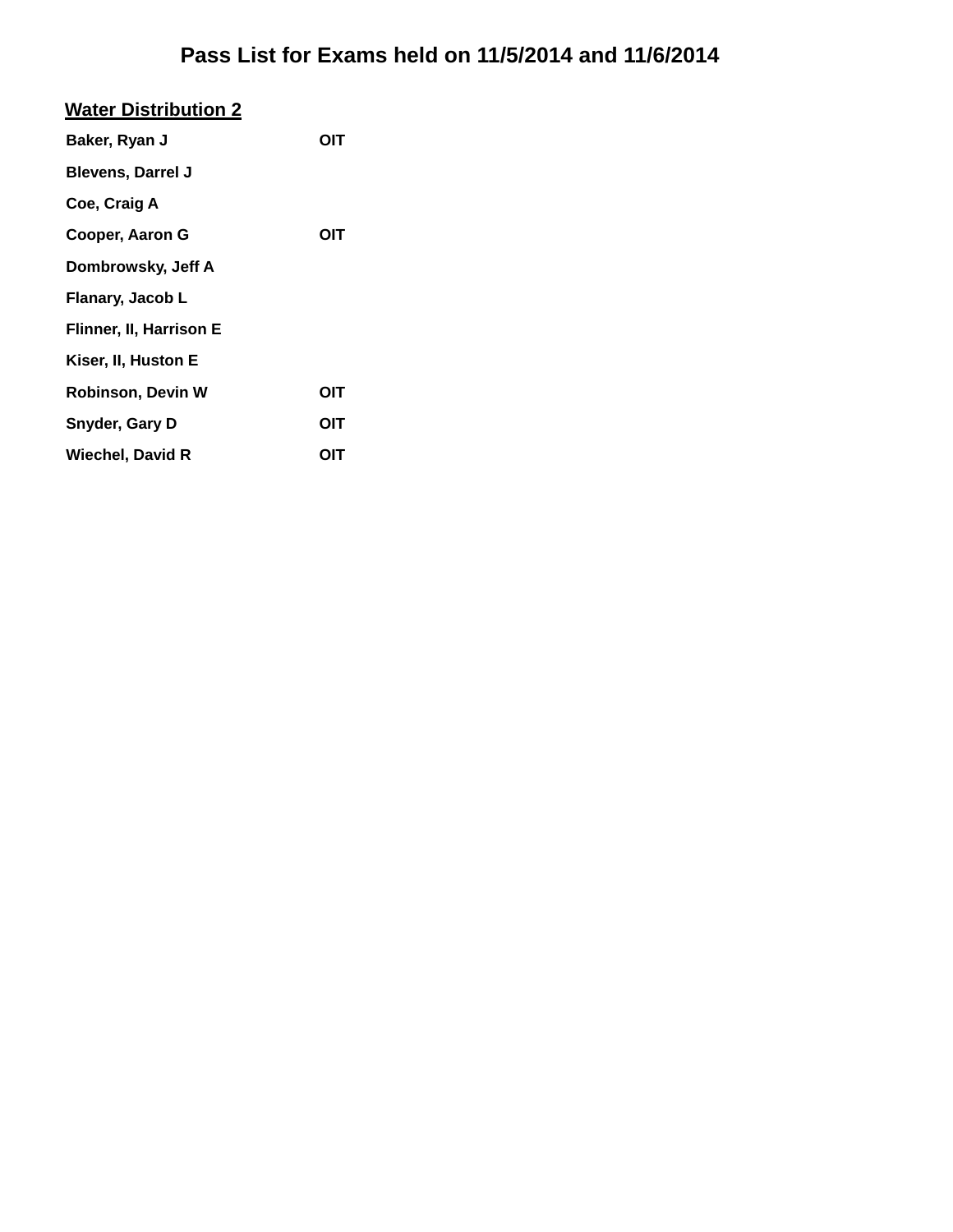# Pass List for Exams held on 11/5/2014 and 11/6/2014

## Water Distribution 2

| | |
|---|---|
| Baker, Ryan J | OIT |
| Blevens, Darrel J | |
| Coe, Craig A | |
| Cooper, Aaron G | OIT |
| Dombrowsky, Jeff A | |
| Flanary, Jacob L | |
| Flinner, II, Harrison E | |
| Kiser, II, Huston E | |
| Robinson, Devin W | OIT |
| Snyder, Gary D | OIT |
| Wiechel, David R | OIT |